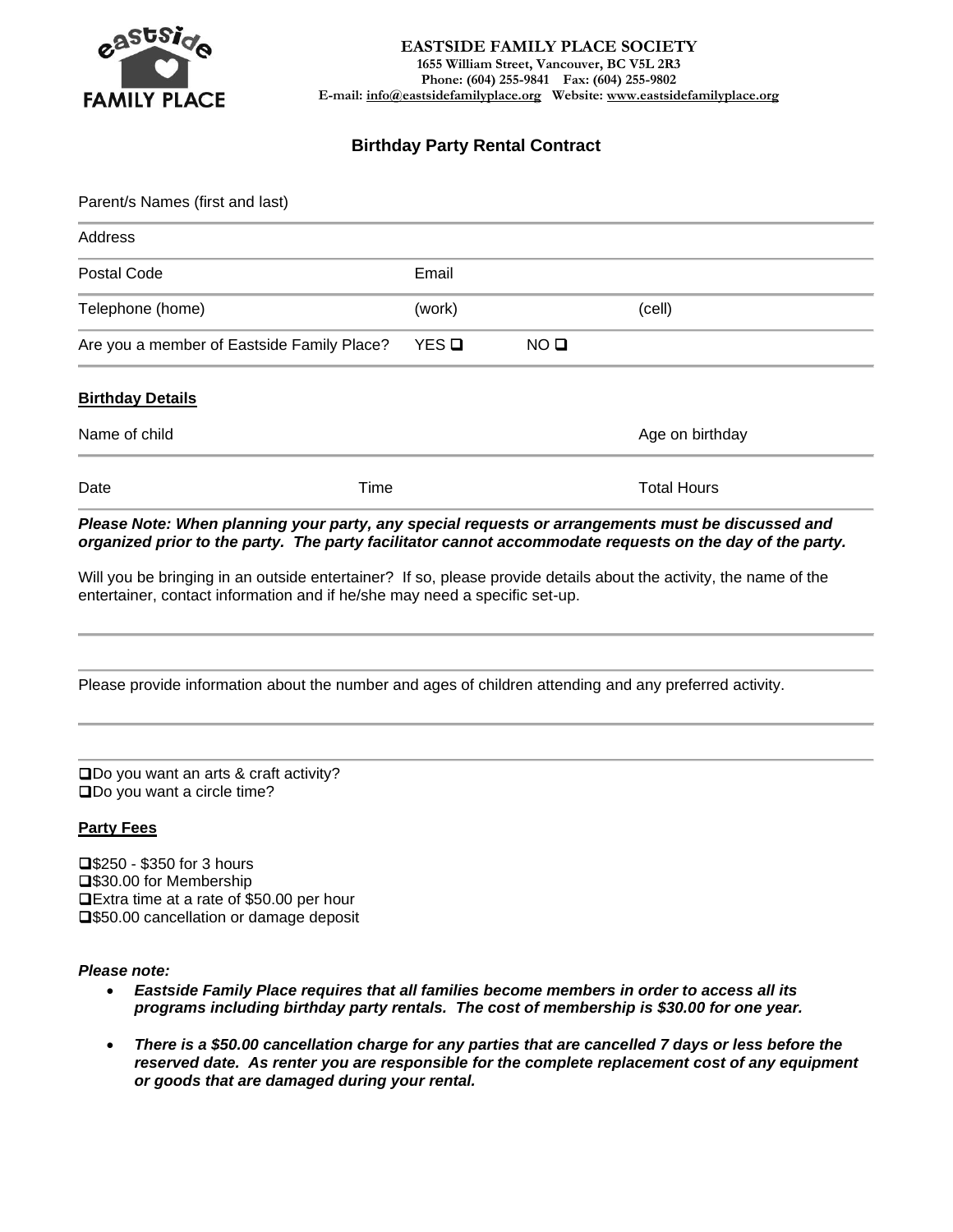**EASTSIDE FAMILY PLACE SOCIETY**
**1655 William Street, Vancouver, BC V5L 2R3**
**Phone: (604) 255-9841 Fax: (604) 255-9802**
**E-mail: info@eastsidefamilyplace.org Website: www.eastsidefamilyplace.org**

## Birthday Party Rental Contract

Parent/s Names (first and last)

Address

Postal Code | Email

Telephone (home) | (work) | (cell)

Are you a member of Eastside Family Place? YES ❑ NO ❑

**Birthday Details**

Name of child | Age on birthday

Date | Time | Total Hours

***Please Note: When planning your party, any special requests or arrangements must be discussed and organized prior to the party. The party facilitator cannot accommodate requests on the day of the party.***

Will you be bringing in an outside entertainer? If so, please provide details about the activity, the name of the entertainer, contact information and if he/she may need a specific set-up.

Please provide information about the number and ages of children attending and any preferred activity.

❑Do you want an arts & craft activity?
❑Do you want a circle time?

**Party Fees**

❑$250 - $350 for 3 hours
❑$30.00 for Membership
❑Extra time at a rate of $50.00 per hour
❑$50.00 cancellation or damage deposit

***Please note:***

- ***Eastside Family Place requires that all families become members in order to access all its programs including birthday party rentals. The cost of membership is $30.00 for one year.***

- ***There is a $50.00 cancellation charge for any parties that are cancelled 7 days or less before the reserved date. As renter you are responsible for the complete replacement cost of any equipment or goods that are damaged during your rental.***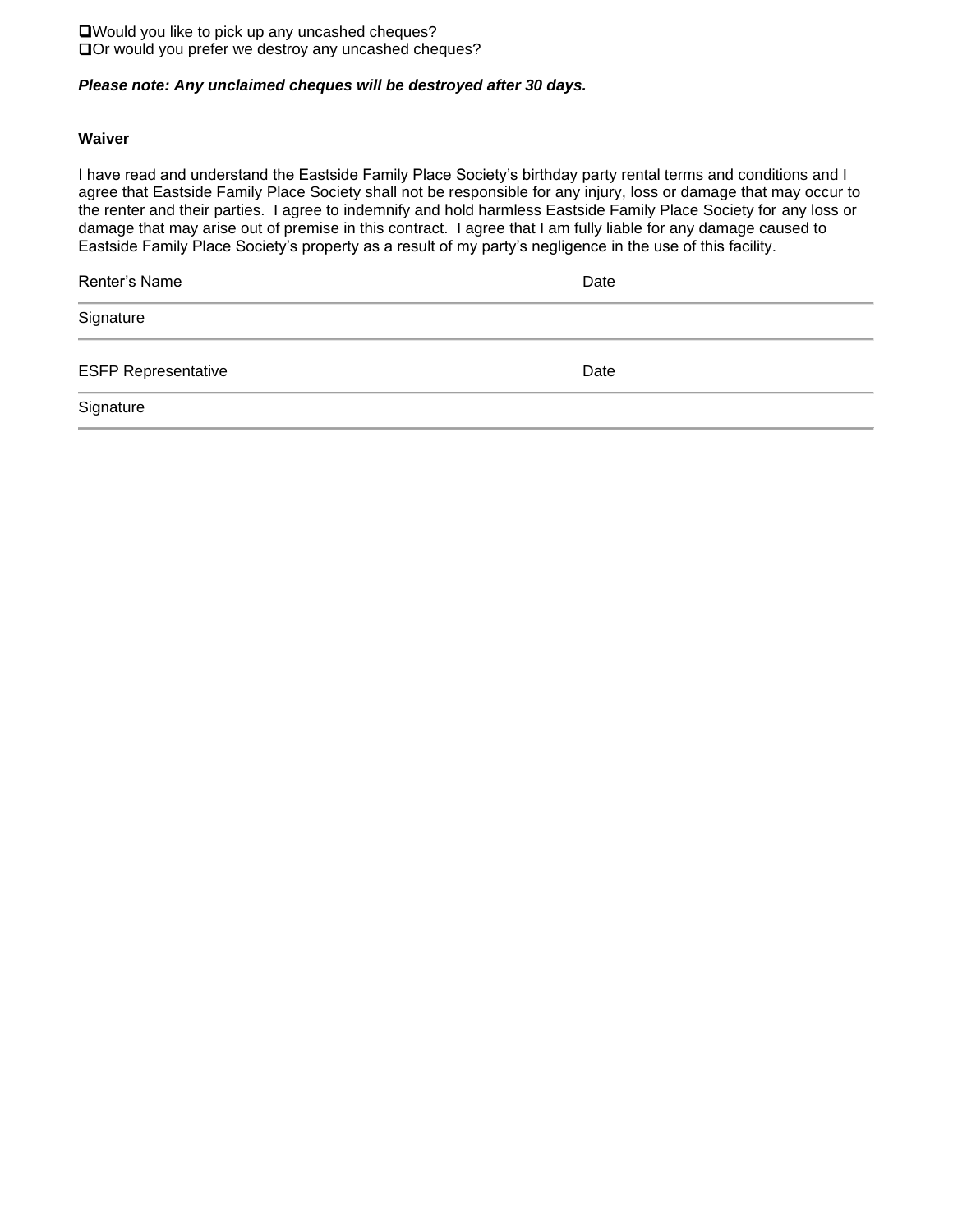- [ ] Would you like to pick up any uncashed cheques?
- [ ] Or would you prefer we destroy any uncashed cheques?

***Please note: Any unclaimed cheques will be destroyed after 30 days.***

**Waiver**

I have read and understand the Eastside Family Place Society's birthday party rental terms and conditions and I agree that Eastside Family Place Society shall not be responsible for any injury, loss or damage that may occur to the renter and their parties. I agree to indemnify and hold harmless Eastside Family Place Society for any loss or damage that may arise out of premise in this contract. I agree that I am fully liable for any damage caused to Eastside Family Place Society's property as a result of my party's negligence in the use of this facility.

Renter's Name ______________________________ Date ______________

Signature ______________________________

ESFP Representative ______________________________ Date ______________

Signature ______________________________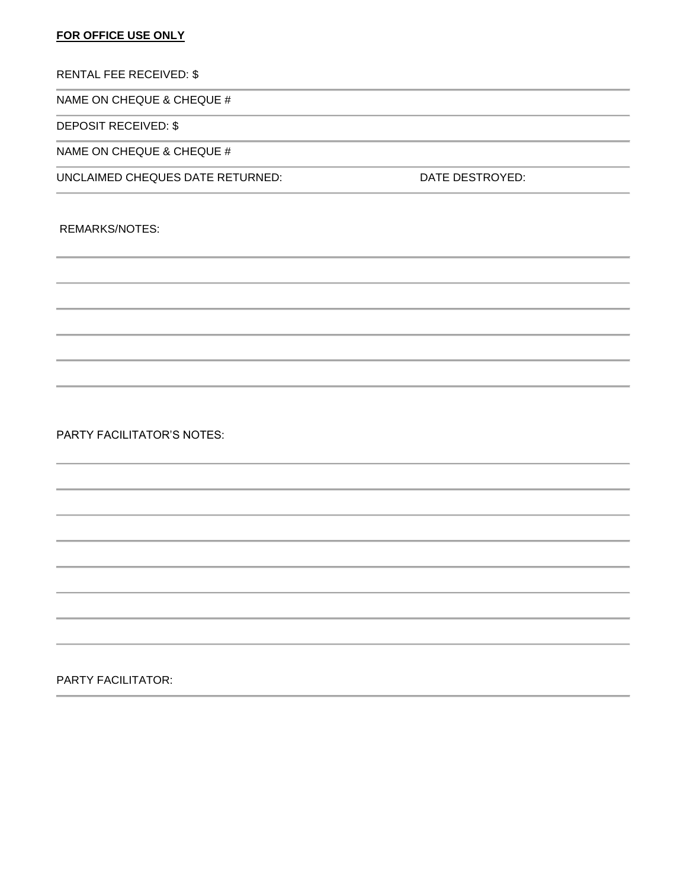**FOR OFFICE USE ONLY**

RENTAL FEE RECEIVED: $

NAME ON CHEQUE & CHEQUE #

DEPOSIT RECEIVED: $

NAME ON CHEQUE & CHEQUE #

UNCLAIMED CHEQUES DATE RETURNED: DATE DESTROYED:

REMARKS/NOTES:

PARTY FACILITATOR'S NOTES:

PARTY FACILITATOR: